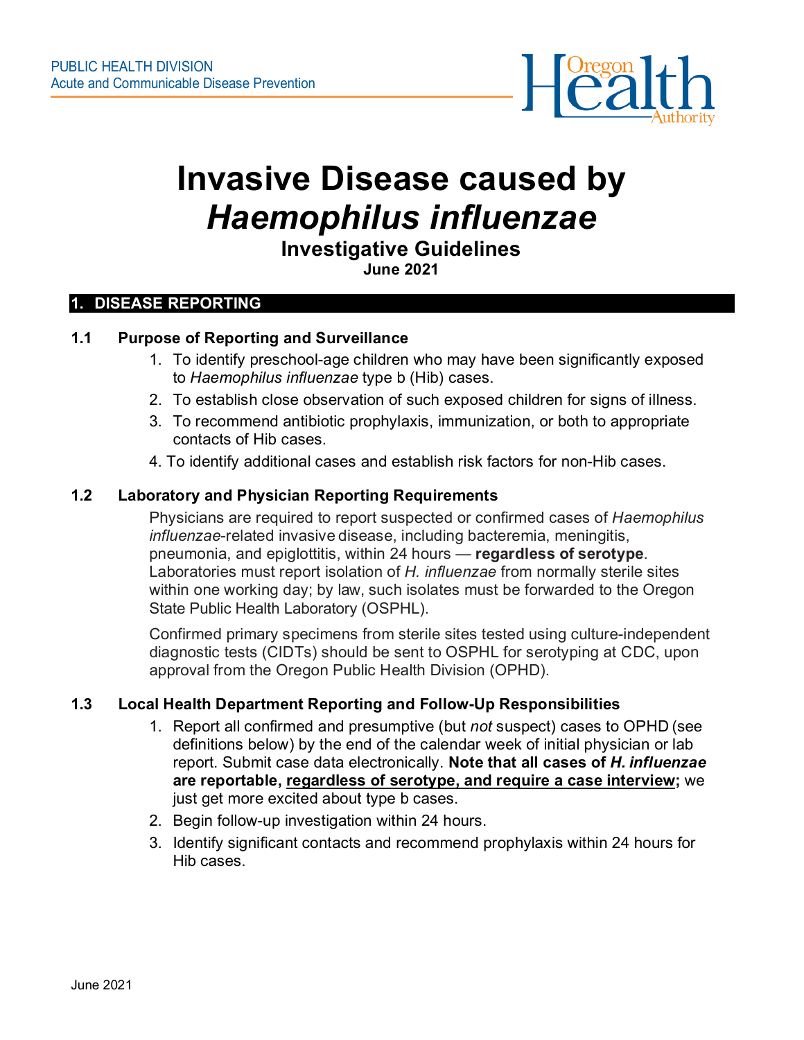PUBLIC HEALTH DIVISION
Acute and Communicable Disease Prevention

# Invasive Disease caused by *Haemophilus influenzae*

## Investigative Guidelines

**June 2021**

## 1. DISEASE REPORTING

### 1.1 Purpose of Reporting and Surveillance

1. To identify preschool-age children who may have been significantly exposed to *Haemophilus influenzae* type b (Hib) cases.
2. To establish close observation of such exposed children for signs of illness.
3. To recommend antibiotic prophylaxis, immunization, or both to appropriate contacts of Hib cases.
4. To identify additional cases and establish risk factors for non-Hib cases.

### 1.2 Laboratory and Physician Reporting Requirements

Physicians are required to report suspected or confirmed cases of *Haemophilus influenzae*-related invasive disease, including bacteremia, meningitis, pneumonia, and epiglottitis, within 24 hours — **regardless of serotype**. Laboratories must report isolation of *H. influenzae* from normally sterile sites within one working day; by law, such isolates must be forwarded to the Oregon State Public Health Laboratory (OSPHL).

Confirmed primary specimens from sterile sites tested using culture-independent diagnostic tests (CIDTs) should be sent to OSPHL for serotyping at CDC, upon approval from the Oregon Public Health Division (OPHD).

### 1.3 Local Health Department Reporting and Follow-Up Responsibilities

1. Report all confirmed and presumptive (but *not* suspect) cases to OPHD (see definitions below) by the end of the calendar week of initial physician or lab report. Submit case data electronically. **Note that all cases of *H. influenzae* are reportable, <u>regardless of serotype, and require a case interview</u>;** we just get more excited about type b cases.
2. Begin follow-up investigation within 24 hours.
3. Identify significant contacts and recommend prophylaxis within 24 hours for Hib cases.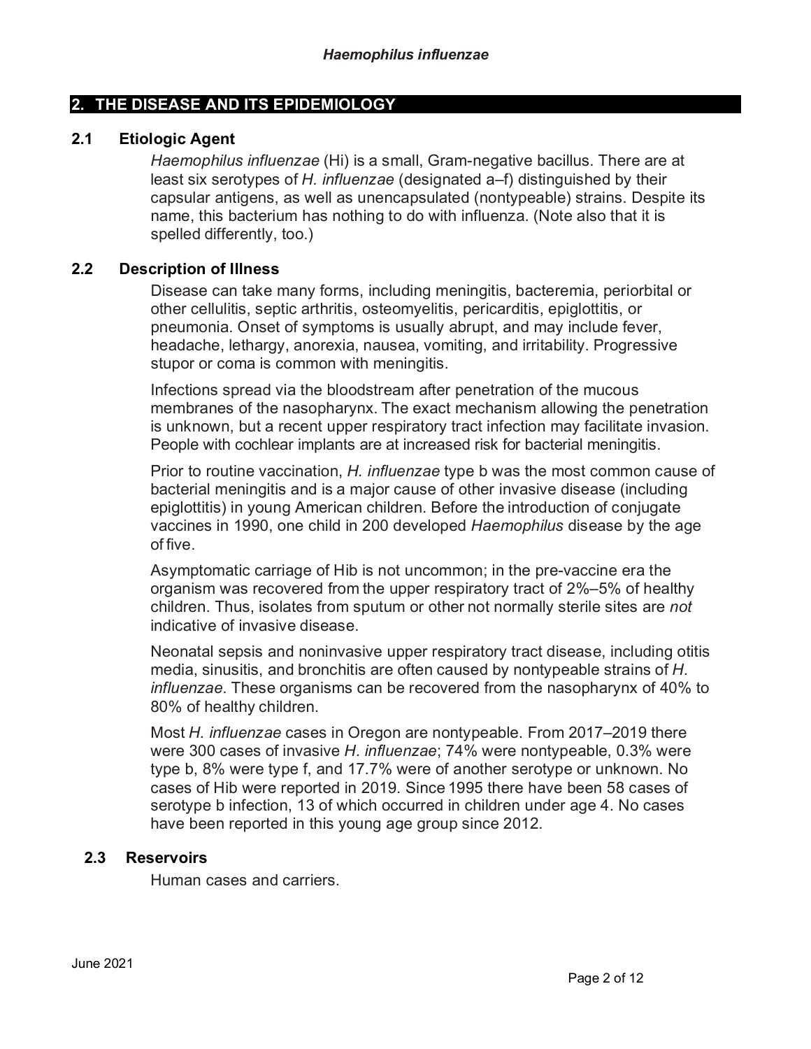## 2. THE DISEASE AND ITS EPIDEMIOLOGY

### 2.1 Etiologic Agent

*Haemophilus influenzae* (Hi) is a small, Gram-negative bacillus. There are at least six serotypes of *H. influenzae* (designated a–f) distinguished by their capsular antigens, as well as unencapsulated (nontypeable) strains. Despite its name, this bacterium has nothing to do with influenza. (Note also that it is spelled differently, too.)

### 2.2 Description of Illness

Disease can take many forms, including meningitis, bacteremia, periorbital or other cellulitis, septic arthritis, osteomyelitis, pericarditis, epiglottitis, or pneumonia. Onset of symptoms is usually abrupt, and may include fever, headache, lethargy, anorexia, nausea, vomiting, and irritability. Progressive stupor or coma is common with meningitis.

Infections spread via the bloodstream after penetration of the mucous membranes of the nasopharynx. The exact mechanism allowing the penetration is unknown, but a recent upper respiratory tract infection may facilitate invasion. People with cochlear implants are at increased risk for bacterial meningitis.

Prior to routine vaccination, *H. influenzae* type b was the most common cause of bacterial meningitis and is a major cause of other invasive disease (including epiglottitis) in young American children. Before the introduction of conjugate vaccines in 1990, one child in 200 developed *Haemophilus* disease by the age of five.

Asymptomatic carriage of Hib is not uncommon; in the pre-vaccine era the organism was recovered from the upper respiratory tract of 2%–5% of healthy children. Thus, isolates from sputum or other not normally sterile sites are *not* indicative of invasive disease.

Neonatal sepsis and noninvasive upper respiratory tract disease, including otitis media, sinusitis, and bronchitis are often caused by nontypeable strains of *H. influenzae*. These organisms can be recovered from the nasopharynx of 40% to 80% of healthy children.

Most *H. influenzae* cases in Oregon are nontypeable. From 2017–2019 there were 300 cases of invasive *H. influenzae*; 74% were nontypeable, 0.3% were type b, 8% were type f, and 17.7% were of another serotype or unknown. No cases of Hib were reported in 2019. Since 1995 there have been 58 cases of serotype b infection, 13 of which occurred in children under age 4. No cases have been reported in this young age group since 2012.

### 2.3 Reservoirs

Human cases and carriers.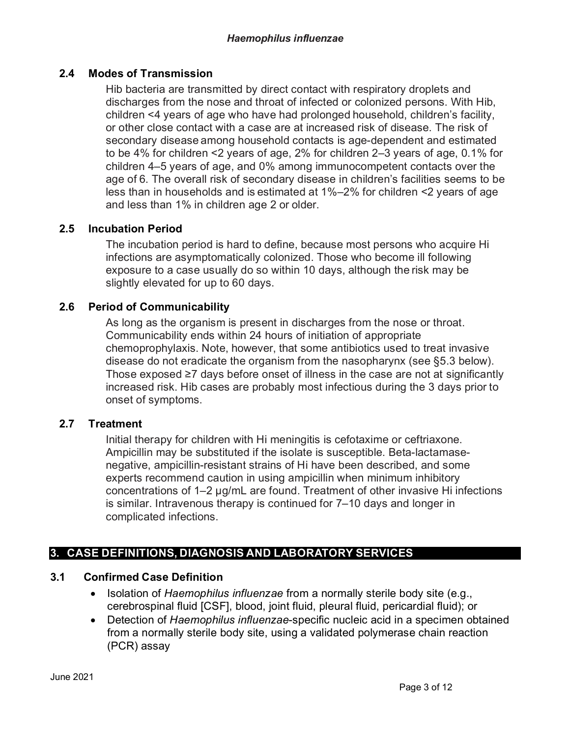### 2.4 Modes of Transmission

Hib bacteria are transmitted by direct contact with respiratory droplets and discharges from the nose and throat of infected or colonized persons. With Hib, children <4 years of age who have had prolonged household, children's facility, or other close contact with a case are at increased risk of disease. The risk of secondary disease among household contacts is age-dependent and estimated to be 4% for children <2 years of age, 2% for children 2–3 years of age, 0.1% for children 4–5 years of age, and 0% among immunocompetent contacts over the age of 6. The overall risk of secondary disease in children's facilities seems to be less than in households and is estimated at 1%–2% for children <2 years of age and less than 1% in children age 2 or older.

### 2.5 Incubation Period

The incubation period is hard to define, because most persons who acquire Hi infections are asymptomatically colonized. Those who become ill following exposure to a case usually do so within 10 days, although the risk may be slightly elevated for up to 60 days.

### 2.6 Period of Communicability

As long as the organism is present in discharges from the nose or throat. Communicability ends within 24 hours of initiation of appropriate chemoprophylaxis. Note, however, that some antibiotics used to treat invasive disease do not eradicate the organism from the nasopharynx (see §5.3 below). Those exposed ≥7 days before onset of illness in the case are not at significantly increased risk. Hib cases are probably most infectious during the 3 days prior to onset of symptoms.

### 2.7 Treatment

Initial therapy for children with Hi meningitis is cefotaxime or ceftriaxone. Ampicillin may be substituted if the isolate is susceptible. Beta-lactamase-negative, ampicillin-resistant strains of Hi have been described, and some experts recommend caution in using ampicillin when minimum inhibitory concentrations of 1–2 µg/mL are found. Treatment of other invasive Hi infections is similar. Intravenous therapy is continued for 7–10 days and longer in complicated infections.

## 3. CASE DEFINITIONS, DIAGNOSIS AND LABORATORY SERVICES

### 3.1 Confirmed Case Definition

- Isolation of *Haemophilus influenzae* from a normally sterile body site (e.g., cerebrospinal fluid [CSF], blood, joint fluid, pleural fluid, pericardial fluid); or
- Detection of *Haemophilus influenzae*-specific nucleic acid in a specimen obtained from a normally sterile body site, using a validated polymerase chain reaction (PCR) assay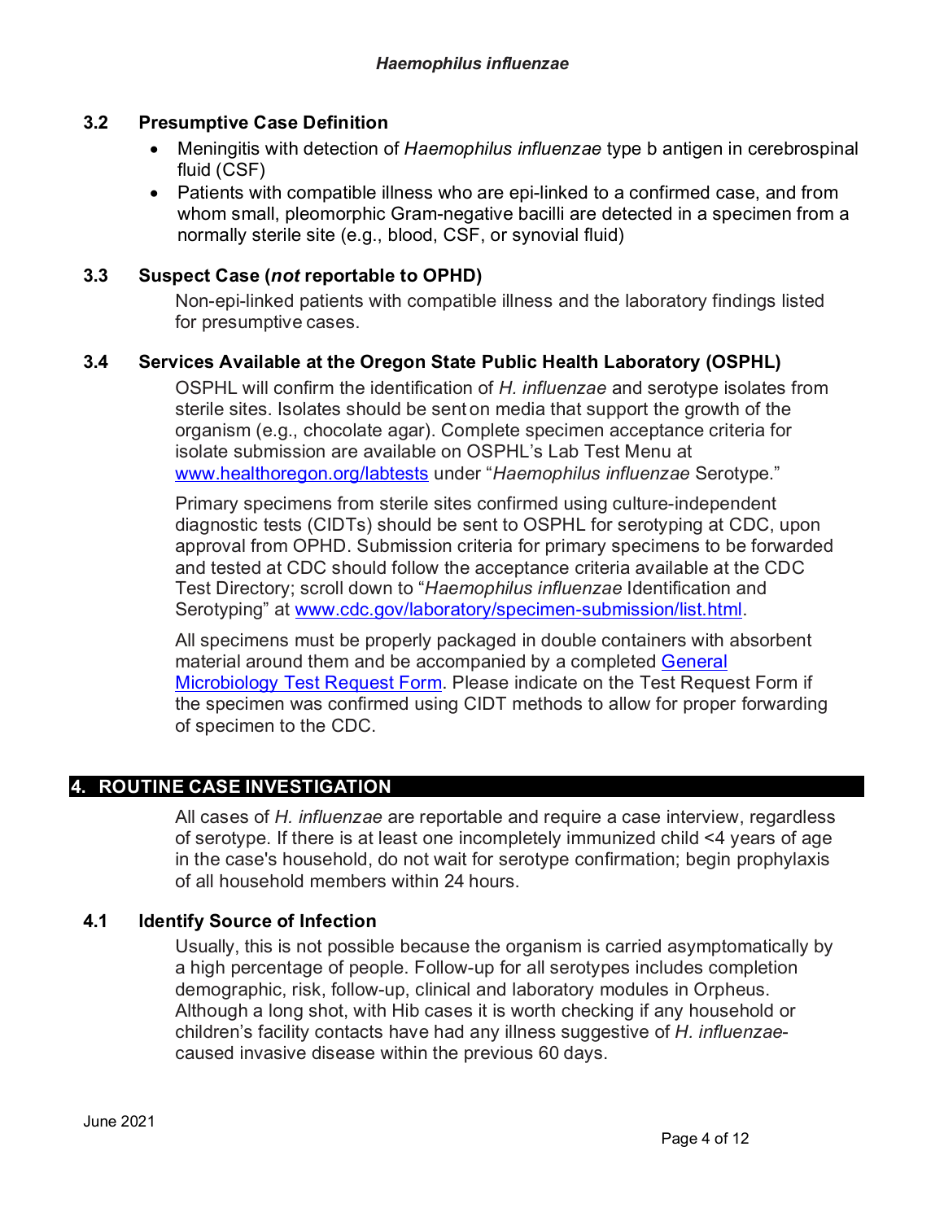### 3.2 Presumptive Case Definition

- Meningitis with detection of *Haemophilus influenzae* type b antigen in cerebrospinal fluid (CSF)
- Patients with compatible illness who are epi-linked to a confirmed case, and from whom small, pleomorphic Gram-negative bacilli are detected in a specimen from a normally sterile site (e.g., blood, CSF, or synovial fluid)

### 3.3 Suspect Case (*not* reportable to OPHD)

Non-epi-linked patients with compatible illness and the laboratory findings listed for presumptive cases.

### 3.4 Services Available at the Oregon State Public Health Laboratory (OSPHL)

OSPHL will confirm the identification of *H. influenzae* and serotype isolates from sterile sites. Isolates should be sent on media that support the growth of the organism (e.g., chocolate agar). Complete specimen acceptance criteria for isolate submission are available on OSPHL's Lab Test Menu at [www.healthoregon.org/labtests](www.healthoregon.org/labtests) under "*Haemophilus influenzae* Serotype."

Primary specimens from sterile sites confirmed using culture-independent diagnostic tests (CIDTs) should be sent to OSPHL for serotyping at CDC, upon approval from OPHD. Submission criteria for primary specimens to be forwarded and tested at CDC should follow the acceptance criteria available at the CDC Test Directory; scroll down to "*Haemophilus influenzae* Identification and Serotyping" at [www.cdc.gov/laboratory/specimen-submission/list.html](www.cdc.gov/laboratory/specimen-submission/list.html).

All specimens must be properly packaged in double containers with absorbent material around them and be accompanied by a completed General Microbiology Test Request Form. Please indicate on the Test Request Form if the specimen was confirmed using CIDT methods to allow for proper forwarding of specimen to the CDC.

## 4. ROUTINE CASE INVESTIGATION

All cases of *H. influenzae* are reportable and require a case interview, regardless of serotype. If there is at least one incompletely immunized child <4 years of age in the case's household, do not wait for serotype confirmation; begin prophylaxis of all household members within 24 hours.

### 4.1 Identify Source of Infection

Usually, this is not possible because the organism is carried asymptomatically by a high percentage of people. Follow-up for all serotypes includes completion demographic, risk, follow-up, clinical and laboratory modules in Orpheus. Although a long shot, with Hib cases it is worth checking if any household or children's facility contacts have had any illness suggestive of *H. influenzae*-caused invasive disease within the previous 60 days.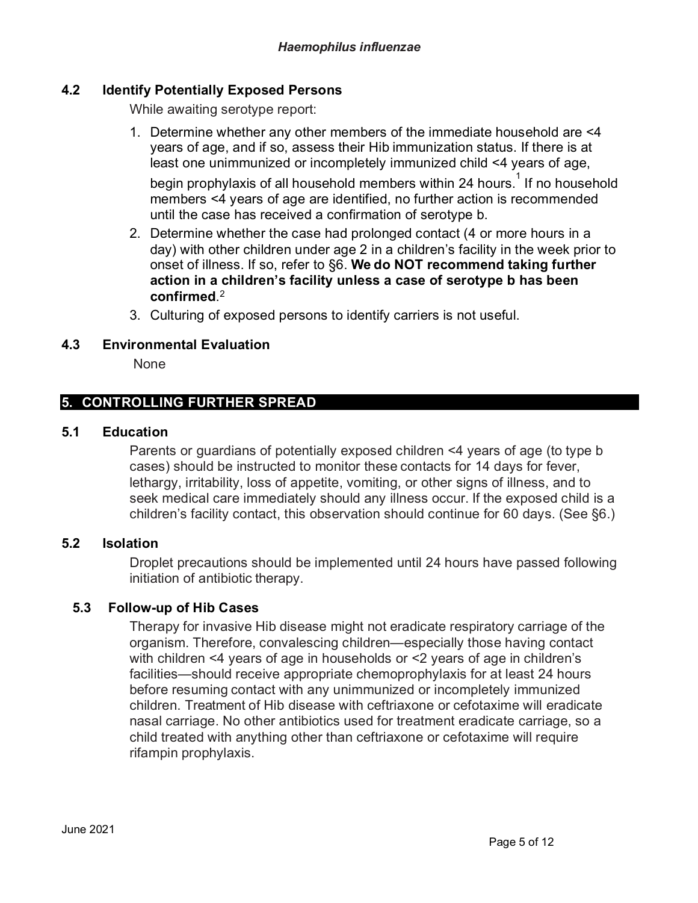### 4.2 Identify Potentially Exposed Persons

While awaiting serotype report:

1. Determine whether any other members of the immediate household are <4 years of age, and if so, assess their Hib immunization status. If there is at least one unimmunized or incompletely immunized child <4 years of age, begin prophylaxis of all household members within 24 hours.[1] If no household members <4 years of age are identified, no further action is recommended until the case has received a confirmation of serotype b.
2. Determine whether the case had prolonged contact (4 or more hours in a day) with other children under age 2 in a children's facility in the week prior to onset of illness. If so, refer to §6. **We do NOT recommend taking further action in a children's facility unless a case of serotype b has been confirmed**.[2]
3. Culturing of exposed persons to identify carriers is not useful.

### 4.3 Environmental Evaluation

None

## 5. CONTROLLING FURTHER SPREAD

### 5.1 Education

Parents or guardians of potentially exposed children <4 years of age (to type b cases) should be instructed to monitor these contacts for 14 days for fever, lethargy, irritability, loss of appetite, vomiting, or other signs of illness, and to seek medical care immediately should any illness occur. If the exposed child is a children's facility contact, this observation should continue for 60 days. (See §6.)

### 5.2 Isolation

Droplet precautions should be implemented until 24 hours have passed following initiation of antibiotic therapy.

### 5.3 Follow-up of Hib Cases

Therapy for invasive Hib disease might not eradicate respiratory carriage of the organism. Therefore, convalescing children—especially those having contact with children <4 years of age in households or <2 years of age in children's facilities—should receive appropriate chemoprophylaxis for at least 24 hours before resuming contact with any unimmunized or incompletely immunized children. Treatment of Hib disease with ceftriaxone or cefotaxime will eradicate nasal carriage. No other antibiotics used for treatment eradicate carriage, so a child treated with anything other than ceftriaxone or cefotaxime will require rifampin prophylaxis.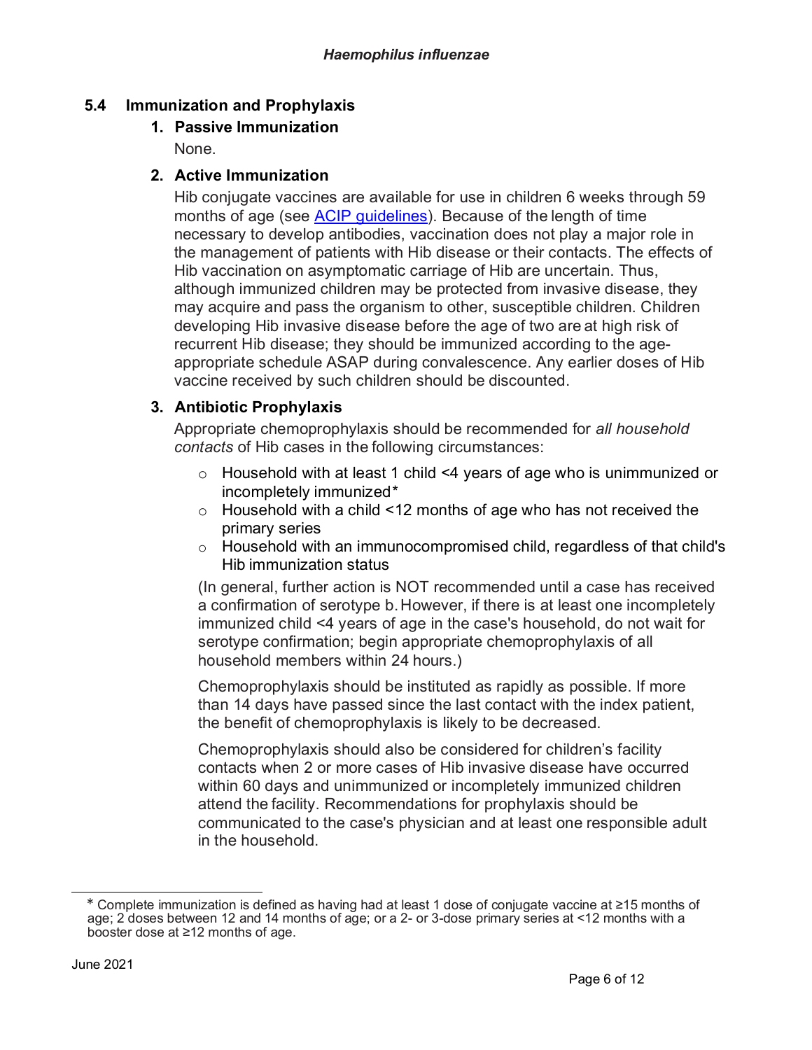## 5.4 Immunization and Prophylaxis

### 1. Passive Immunization

None.

### 2. Active Immunization

Hib conjugate vaccines are available for use in children 6 weeks through 59 months of age (see [ACIP guidelines](ACIP guidelines)). Because of the length of time necessary to develop antibodies, vaccination does not play a major role in the management of patients with Hib disease or their contacts. The effects of Hib vaccination on asymptomatic carriage of Hib are uncertain. Thus, although immunized children may be protected from invasive disease, they may acquire and pass the organism to other, susceptible children. Children developing Hib invasive disease before the age of two are at high risk of recurrent Hib disease; they should be immunized according to the age-appropriate schedule ASAP during convalescence. Any earlier doses of Hib vaccine received by such children should be discounted.

### 3. Antibiotic Prophylaxis

Appropriate chemoprophylaxis should be recommended for *all household contacts* of Hib cases in the following circumstances:

- Household with at least 1 child <4 years of age who is unimmunized or incompletely immunized*
- Household with a child <12 months of age who has not received the primary series
- Household with an immunocompromised child, regardless of that child's Hib immunization status

(In general, further action is NOT recommended until a case has received a confirmation of serotype b. However, if there is at least one incompletely immunized child <4 years of age in the case's household, do not wait for serotype confirmation; begin appropriate chemoprophylaxis of all household members within 24 hours.)

Chemoprophylaxis should be instituted as rapidly as possible. If more than 14 days have passed since the last contact with the index patient, the benefit of chemoprophylaxis is likely to be decreased.

Chemoprophylaxis should also be considered for children's facility contacts when 2 or more cases of Hib invasive disease have occurred within 60 days and unimmunized or incompletely immunized children attend the facility. Recommendations for prophylaxis should be communicated to the case's physician and at least one responsible adult in the household.

---

* Complete immunization is defined as having had at least 1 dose of conjugate vaccine at ≥15 months of age; 2 doses between 12 and 14 months of age; or a 2- or 3-dose primary series at <12 months with a booster dose at ≥12 months of age.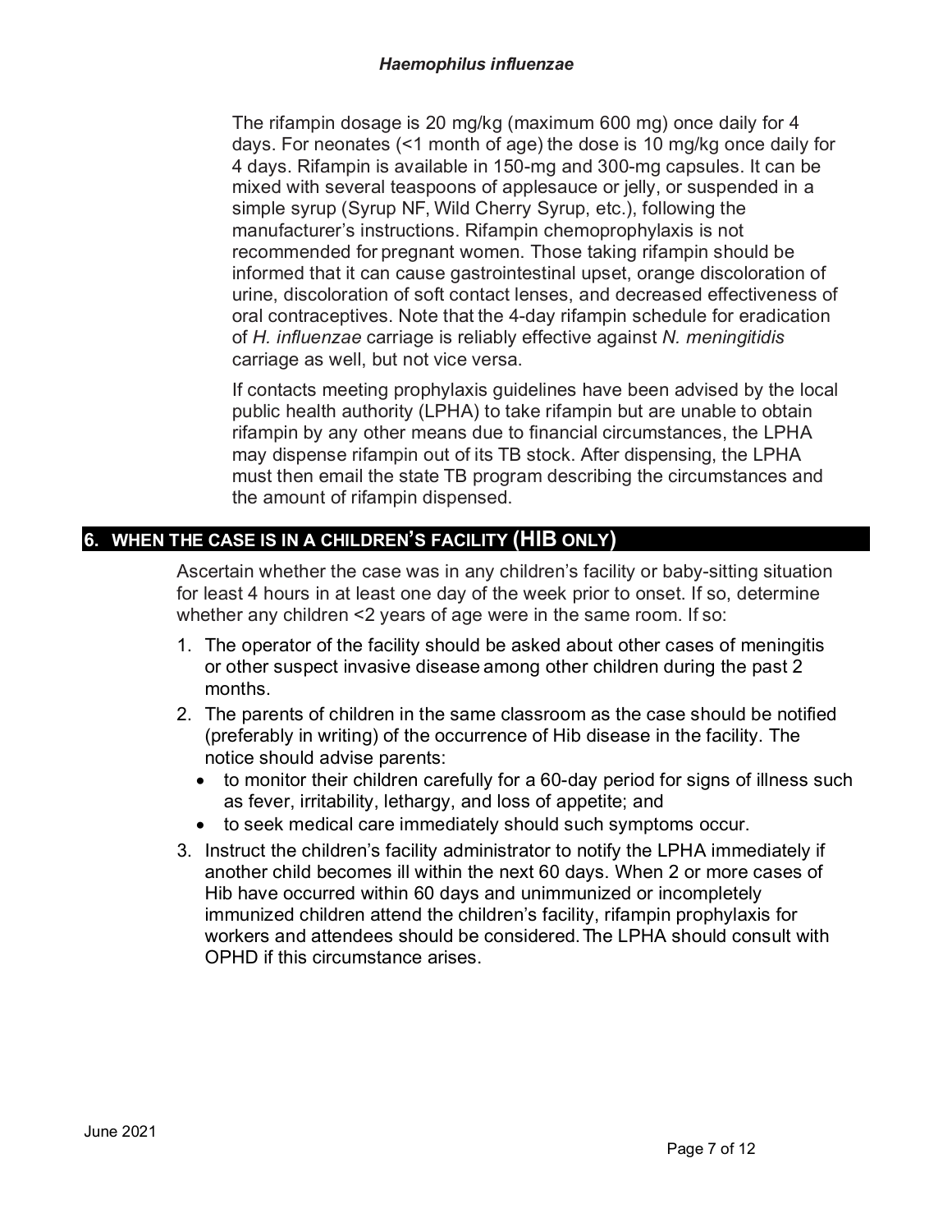The rifampin dosage is 20 mg/kg (maximum 600 mg) once daily for 4 days. For neonates (<1 month of age) the dose is 10 mg/kg once daily for 4 days. Rifampin is available in 150-mg and 300-mg capsules. It can be mixed with several teaspoons of applesauce or jelly, or suspended in a simple syrup (Syrup NF, Wild Cherry Syrup, etc.), following the manufacturer's instructions. Rifampin chemoprophylaxis is not recommended for pregnant women. Those taking rifampin should be informed that it can cause gastrointestinal upset, orange discoloration of urine, discoloration of soft contact lenses, and decreased effectiveness of oral contraceptives. Note that the 4-day rifampin schedule for eradication of *H. influenzae* carriage is reliably effective against *N. meningitidis* carriage as well, but not vice versa.

If contacts meeting prophylaxis guidelines have been advised by the local public health authority (LPHA) to take rifampin but are unable to obtain rifampin by any other means due to financial circumstances, the LPHA may dispense rifampin out of its TB stock. After dispensing, the LPHA must then email the state TB program describing the circumstances and the amount of rifampin dispensed.

## 6. WHEN THE CASE IS IN A CHILDREN'S FACILITY (HIB ONLY)

Ascertain whether the case was in any children's facility or baby-sitting situation for least 4 hours in at least one day of the week prior to onset. If so, determine whether any children <2 years of age were in the same room. If so:

1. The operator of the facility should be asked about other cases of meningitis or other suspect invasive disease among other children during the past 2 months.
2. The parents of children in the same classroom as the case should be notified (preferably in writing) of the occurrence of Hib disease in the facility. The notice should advise parents:
   - to monitor their children carefully for a 60-day period for signs of illness such as fever, irritability, lethargy, and loss of appetite; and
   - to seek medical care immediately should such symptoms occur.
3. Instruct the children's facility administrator to notify the LPHA immediately if another child becomes ill within the next 60 days. When 2 or more cases of Hib have occurred within 60 days and unimmunized or incompletely immunized children attend the children's facility, rifampin prophylaxis for workers and attendees should be considered. The LPHA should consult with OPHD if this circumstance arises.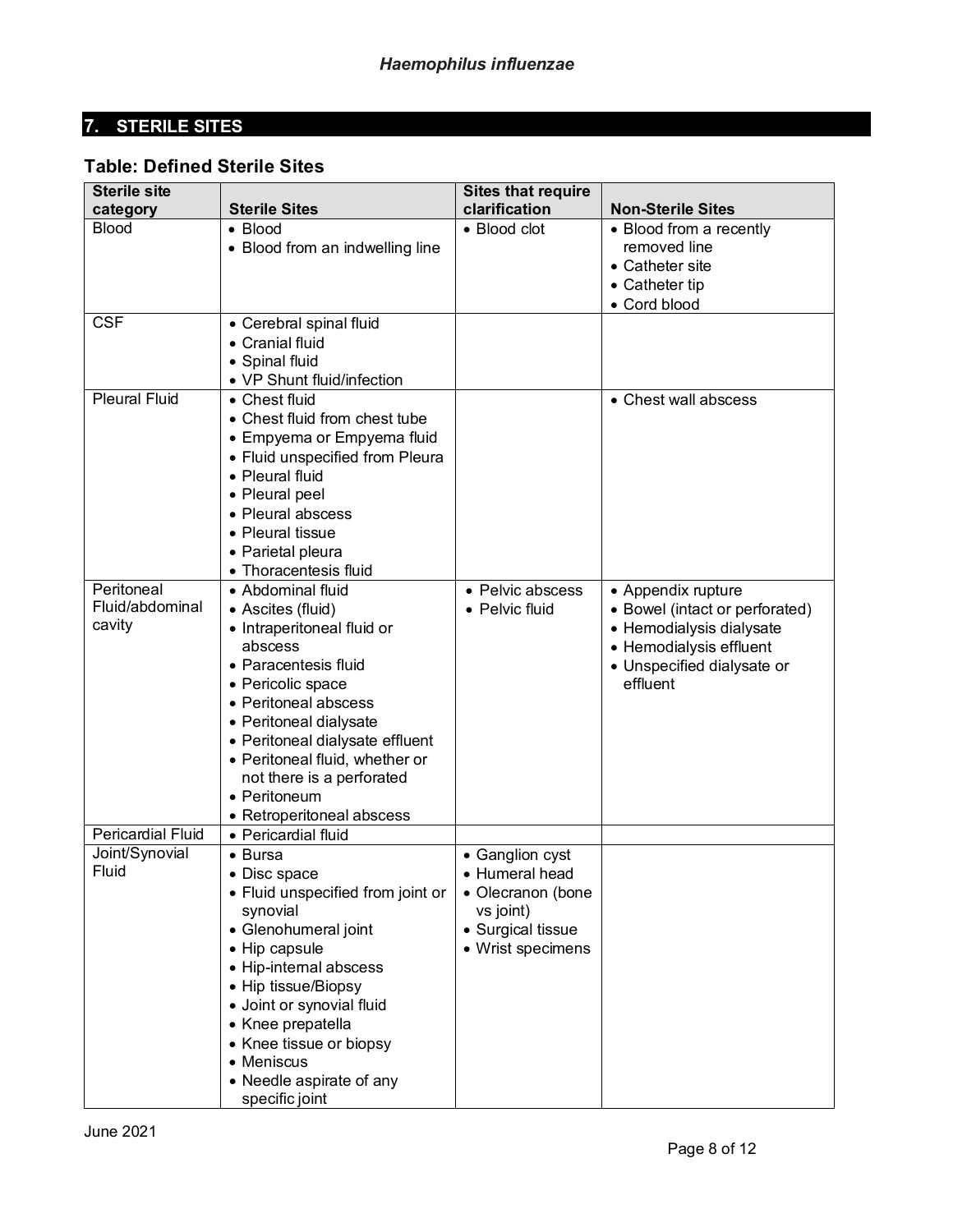## 7. STERILE SITES

### Table: Defined Sterile Sites

| Sterile site category | Sterile Sites | Sites that require clarification | Non-Sterile Sites |
|---|---|---|---|
| Blood | • Blood<br>• Blood from an indwelling line | • Blood clot | • Blood from a recently removed line<br>• Catheter site<br>• Catheter tip<br>• Cord blood |
| CSF | • Cerebral spinal fluid<br>• Cranial fluid<br>• Spinal fluid<br>• VP Shunt fluid/infection | | |
| Pleural Fluid | • Chest fluid<br>• Chest fluid from chest tube<br>• Empyema or Empyema fluid<br>• Fluid unspecified from Pleura<br>• Pleural fluid<br>• Pleural peel<br>• Pleural abscess<br>• Pleural tissue<br>• Parietal pleura<br>• Thoracentesis fluid | | • Chest wall abscess |
| Peritoneal Fluid/abdominal cavity | • Abdominal fluid<br>• Ascites (fluid)<br>• Intraperitoneal fluid or abscess<br>• Paracentesis fluid<br>• Pericolic space<br>• Peritoneal abscess<br>• Peritoneal dialysate<br>• Peritoneal dialysate effluent<br>• Peritoneal fluid, whether or not there is a perforated<br>• Peritoneum<br>• Retroperitoneal abscess | • Pelvic abscess<br>• Pelvic fluid | • Appendix rupture<br>• Bowel (intact or perforated)<br>• Hemodialysis dialysate<br>• Hemodialysis effluent<br>• Unspecified dialysate or effluent |
| Pericardial Fluid | • Pericardial fluid | | |
| Joint/Synovial Fluid | • Bursa<br>• Disc space<br>• Fluid unspecified from joint or synovial<br>• Glenohumeral joint<br>• Hip capsule<br>• Hip-internal abscess<br>• Hip tissue/Biopsy<br>• Joint or synovial fluid<br>• Knee prepatella<br>• Knee tissue or biopsy<br>• Meniscus<br>• Needle aspirate of any specific joint | • Ganglion cyst<br>• Humeral head<br>• Olecranon (bone vs joint)<br>• Surgical tissue<br>• Wrist specimens | |

June 2021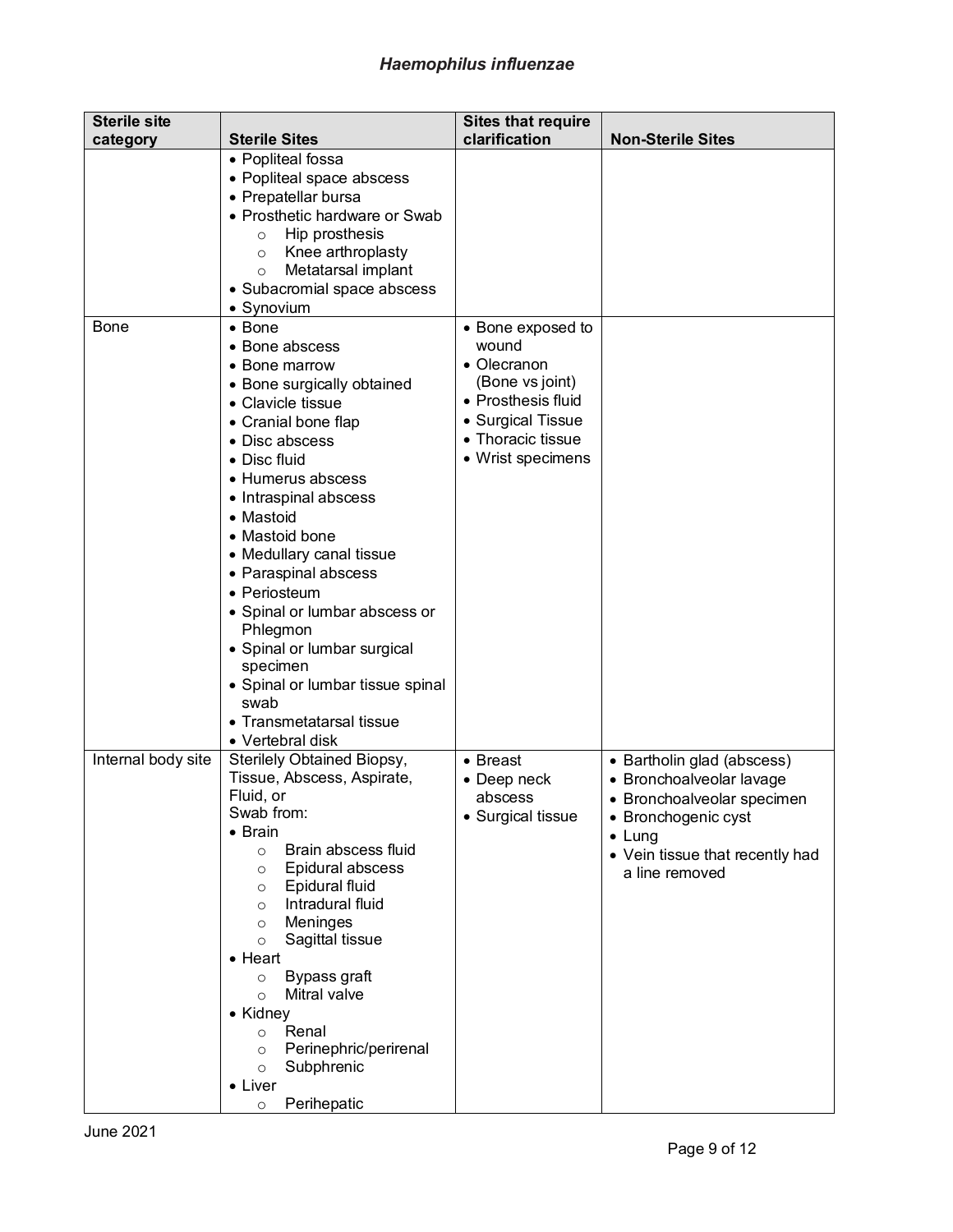| Sterile site category | Sterile Sites | Sites that require clarification | Non-Sterile Sites |
|---|---|---|---|
| | • Popliteal fossa<br>• Popliteal space abscess<br>• Prepatellar bursa<br>• Prosthetic hardware or Swab<br>&nbsp;&nbsp;&nbsp;&nbsp;○ Hip prosthesis<br>&nbsp;&nbsp;&nbsp;&nbsp;○ Knee arthroplasty<br>&nbsp;&nbsp;&nbsp;&nbsp;○ Metatarsal implant<br>• Subacromial space abscess<br>• Synovium | | |
| Bone | • Bone<br>• Bone abscess<br>• Bone marrow<br>• Bone surgically obtained<br>• Clavicle tissue<br>• Cranial bone flap<br>• Disc abscess<br>• Disc fluid<br>• Humerus abscess<br>• Intraspinal abscess<br>• Mastoid<br>• Mastoid bone<br>• Medullary canal tissue<br>• Paraspinal abscess<br>• Periosteum<br>• Spinal or lumbar abscess or Phlegmon<br>• Spinal or lumbar surgical specimen<br>• Spinal or lumbar tissue spinal swab<br>• Transmetatarsal tissue<br>• Vertebral disk | • Bone exposed to wound<br>• Olecranon (Bone vs joint)<br>• Prosthesis fluid<br>• Surgical Tissue<br>• Thoracic tissue<br>• Wrist specimens | |
| Internal body site | Sterilely Obtained Biopsy, Tissue, Abscess, Aspirate, Fluid, or Swab from:<br>• Brain<br>&nbsp;&nbsp;&nbsp;&nbsp;○ Brain abscess fluid<br>&nbsp;&nbsp;&nbsp;&nbsp;○ Epidural abscess<br>&nbsp;&nbsp;&nbsp;&nbsp;○ Epidural fluid<br>&nbsp;&nbsp;&nbsp;&nbsp;○ Intradural fluid<br>&nbsp;&nbsp;&nbsp;&nbsp;○ Meninges<br>&nbsp;&nbsp;&nbsp;&nbsp;○ Sagittal tissue<br>• Heart<br>&nbsp;&nbsp;&nbsp;&nbsp;○ Bypass graft<br>&nbsp;&nbsp;&nbsp;&nbsp;○ Mitral valve<br>• Kidney<br>&nbsp;&nbsp;&nbsp;&nbsp;○ Renal<br>&nbsp;&nbsp;&nbsp;&nbsp;○ Perinephric/perirenal<br>&nbsp;&nbsp;&nbsp;&nbsp;○ Subphrenic<br>• Liver<br>&nbsp;&nbsp;&nbsp;&nbsp;○ Perihepatic | • Breast<br>• Deep neck abscess<br>• Surgical tissue | • Bartholin glad (abscess)<br>• Bronchoalveolar lavage<br>• Bronchoalveolar specimen<br>• Bronchogenic cyst<br>• Lung<br>• Vein tissue that recently had a line removed |

June 2021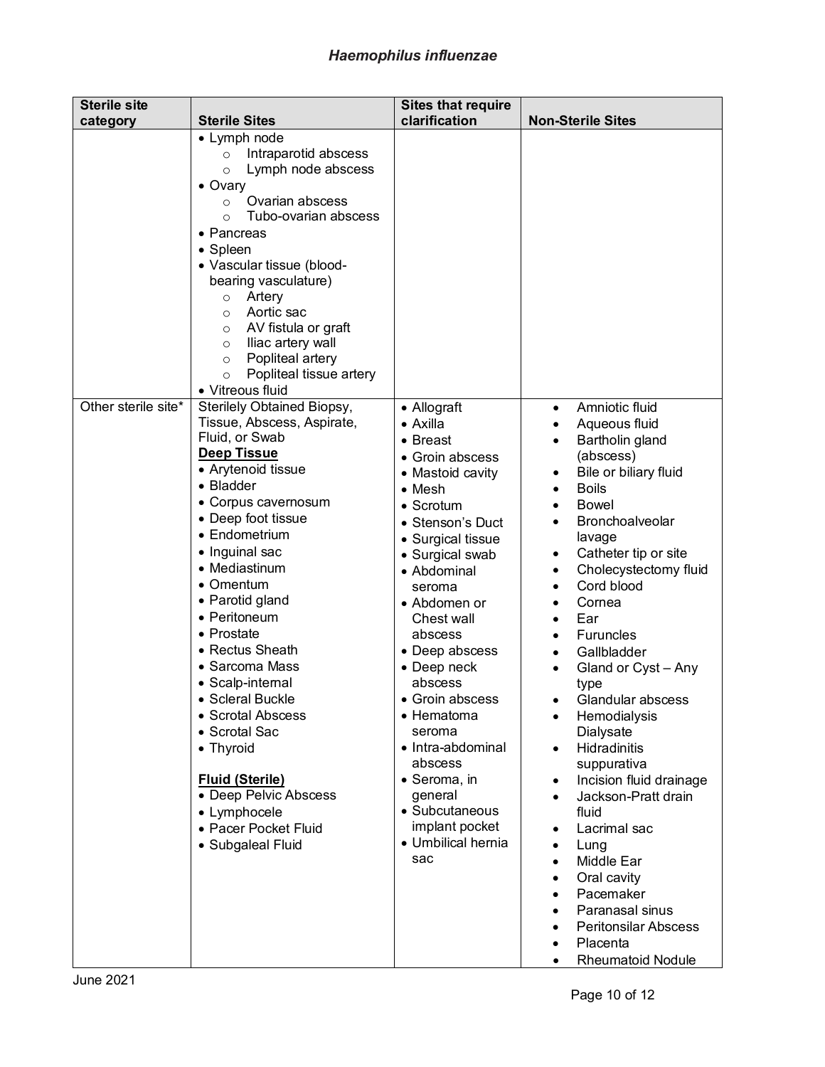*Haemophilus influenzae*

| Sterile site category | Sterile Sites | Sites that require clarification | Non-Sterile Sites |
|---|---|---|---|
| | • Lymph node<br>  ○ Intraparotid abscess<br>  ○ Lymph node abscess<br>• Ovary<br>  ○ Ovarian abscess<br>  ○ Tubo-ovarian abscess<br>• Pancreas<br>• Spleen<br>• Vascular tissue (blood-bearing vasculature)<br>  ○ Artery<br>  ○ Aortic sac<br>  ○ AV fistula or graft<br>  ○ Iliac artery wall<br>  ○ Popliteal artery<br>  ○ Popliteal tissue artery<br>• Vitreous fluid | | |
| Other sterile site* | Sterilely Obtained Biopsy, Tissue, Abscess, Aspirate, Fluid, or Swab<br>**Deep Tissue**<br>• Arytenoid tissue<br>• Bladder<br>• Corpus cavernosum<br>• Deep foot tissue<br>• Endometrium<br>• Inguinal sac<br>• Mediastinum<br>• Omentum<br>• Parotid gland<br>• Peritoneum<br>• Prostate<br>• Rectus Sheath<br>• Sarcoma Mass<br>• Scalp-internal<br>• Scleral Buckle<br>• Scrotal Abscess<br>• Scrotal Sac<br>• Thyroid<br><br>**Fluid (Sterile)**<br>• Deep Pelvic Abscess<br>• Lymphocele<br>• Pacer Pocket Fluid<br>• Subgaleal Fluid | • Allograft<br>• Axilla<br>• Breast<br>• Groin abscess<br>• Mastoid cavity<br>• Mesh<br>• Scrotum<br>• Stenson's Duct<br>• Surgical tissue<br>• Surgical swab<br>• Abdominal seroma<br>• Abdomen or Chest wall abscess<br>• Deep abscess<br>• Deep neck abscess<br>• Groin abscess<br>• Hematoma seroma<br>• Intra-abdominal abscess<br>• Seroma, in general<br>• Subcutaneous implant pocket<br>• Umbilical hernia sac | • Amniotic fluid<br>• Aqueous fluid<br>• Bartholin gland (abscess)<br>• Bile or biliary fluid<br>• Boils<br>• Bowel<br>• Bronchoalveolar lavage<br>• Catheter tip or site<br>• Cholecystectomy fluid<br>• Cord blood<br>• Cornea<br>• Ear<br>• Furuncles<br>• Gallbladder<br>• Gland or Cyst – Any type<br>• Glandular abscess<br>• Hemodialysis Dialysate<br>• Hidradinitis suppurativa<br>• Incision fluid drainage<br>• Jackson-Pratt drain fluid<br>• Lacrimal sac<br>• Lung<br>• Middle Ear<br>• Oral cavity<br>• Pacemaker<br>• Paranasal sinus<br>• Peritonsilar Abscess<br>• Placenta<br>• Rheumatoid Nodule |

June 2021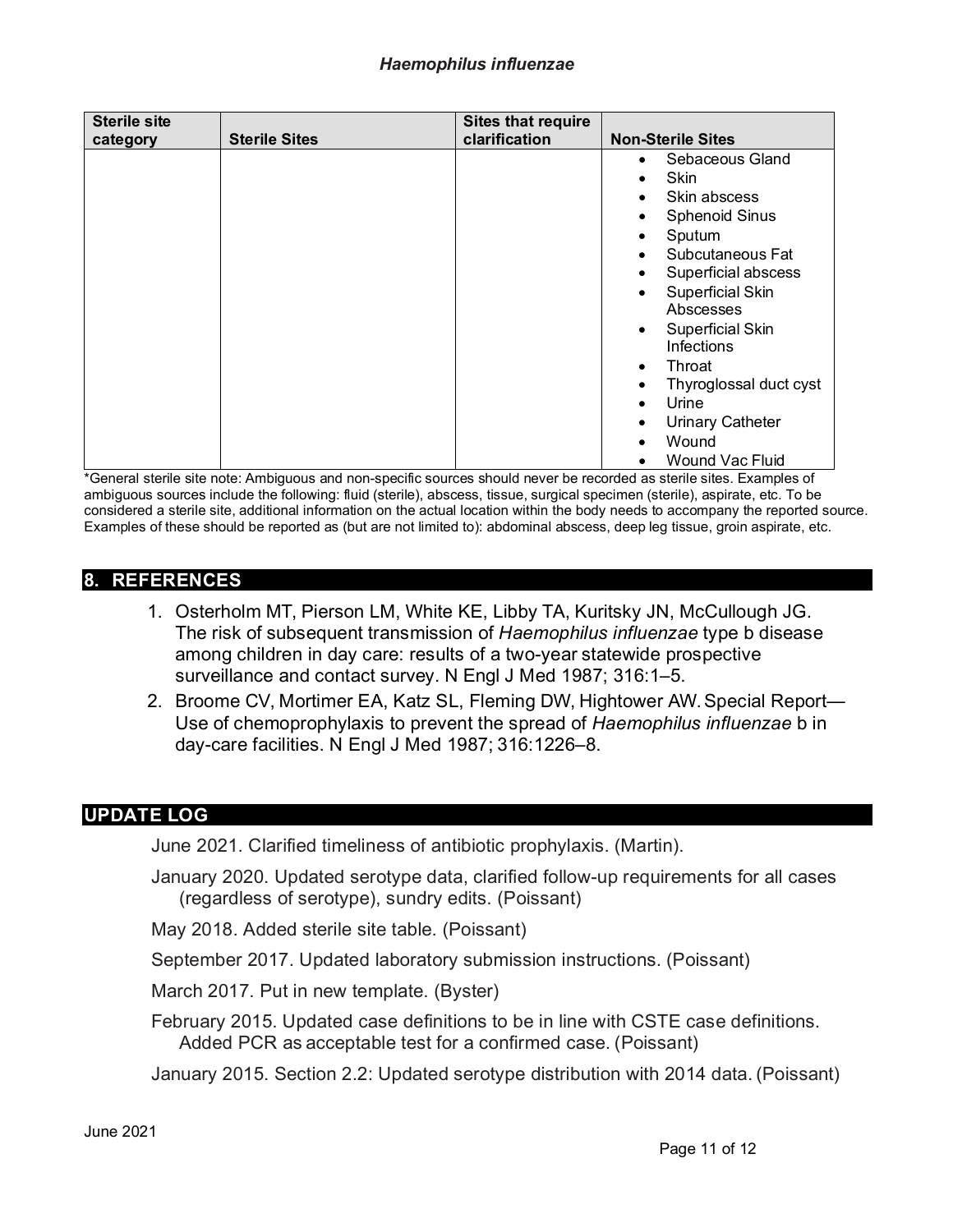| Sterile site category | Sterile Sites | Sites that require clarification | Non-Sterile Sites |
|---|---|---|---|
| | | | • Sebaceous Gland<br>• Skin<br>• Skin abscess<br>• Sphenoid Sinus<br>• Sputum<br>• Subcutaneous Fat<br>• Superficial abscess<br>• Superficial Skin Abscesses<br>• Superficial Skin Infections<br>• Throat<br>• Thyroglossal duct cyst<br>• Urine<br>• Urinary Catheter<br>• Wound<br>• Wound Vac Fluid |

*General sterile site note: Ambiguous and non-specific sources should never be recorded as sterile sites. Examples of ambiguous sources include the following: fluid (sterile), abscess, tissue, surgical specimen (sterile), aspirate, etc. To be considered a sterile site, additional information on the actual location within the body needs to accompany the reported source. Examples of these should be reported as (but are not limited to): abdominal abscess, deep leg tissue, groin aspirate, etc.

## 8. REFERENCES

1. Osterholm MT, Pierson LM, White KE, Libby TA, Kuritsky JN, McCullough JG. The risk of subsequent transmission of *Haemophilus influenzae* type b disease among children in day care: results of a two-year statewide prospective surveillance and contact survey. N Engl J Med 1987; 316:1–5.
2. Broome CV, Mortimer EA, Katz SL, Fleming DW, Hightower AW. Special Report—Use of chemoprophylaxis to prevent the spread of *Haemophilus influenzae* b in day-care facilities. N Engl J Med 1987; 316:1226–8.

## UPDATE LOG

June 2021. Clarified timeliness of antibiotic prophylaxis. (Martin).

January 2020. Updated serotype data, clarified follow-up requirements for all cases (regardless of serotype), sundry edits. (Poissant)

May 2018. Added sterile site table. (Poissant)

September 2017. Updated laboratory submission instructions. (Poissant)

March 2017. Put in new template. (Byster)

February 2015. Updated case definitions to be in line with CSTE case definitions. Added PCR as acceptable test for a confirmed case. (Poissant)

January 2015. Section 2.2: Updated serotype distribution with 2014 data. (Poissant)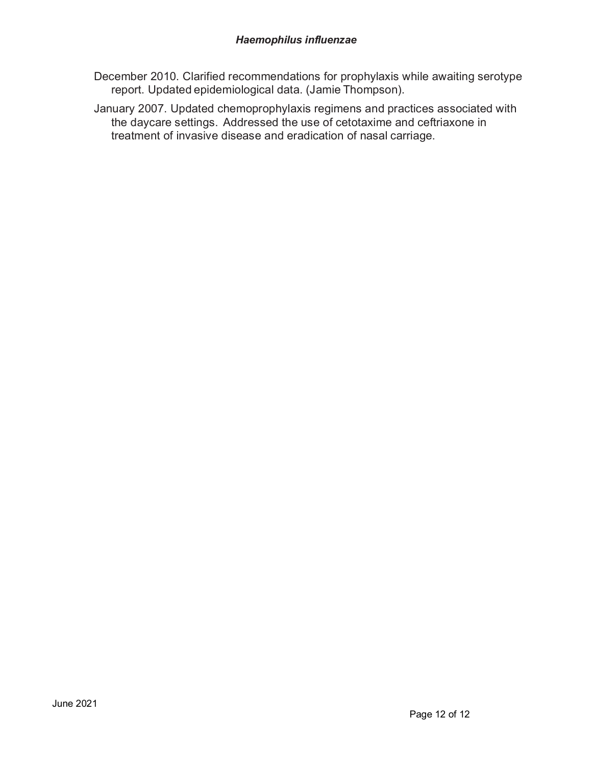December 2010. Clarified recommendations for prophylaxis while awaiting serotype report. Updated epidemiological data. (Jamie Thompson).

January 2007. Updated chemoprophylaxis regimens and practices associated with the daycare settings. Addressed the use of cetotaxime and ceftriaxone in treatment of invasive disease and eradication of nasal carriage.